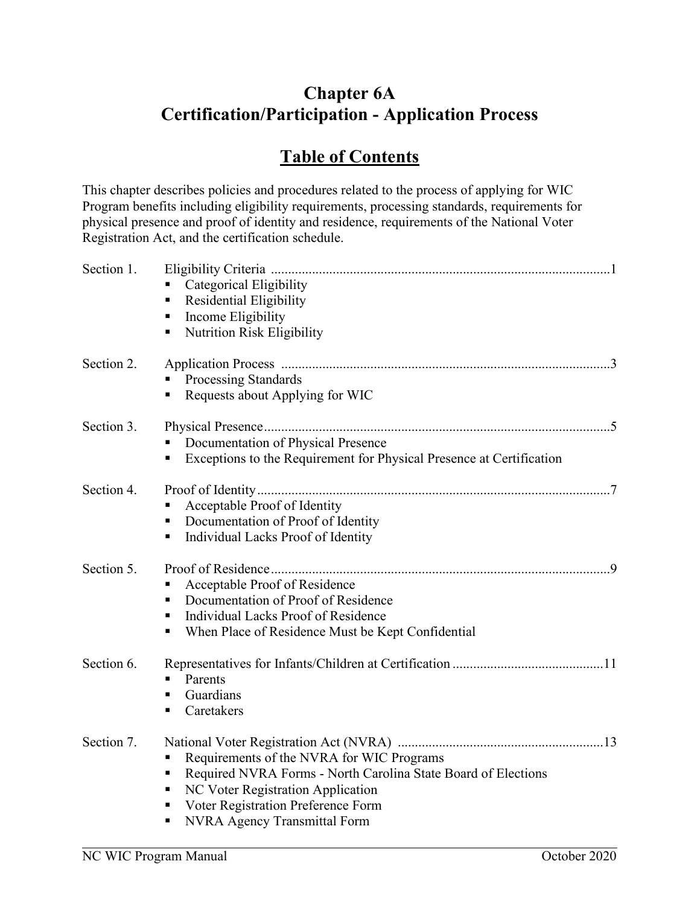# Chapter 6A
# Certification/Participation - Application Process

## Table of Contents

This chapter describes policies and procedures related to the process of applying for WIC Program benefits including eligibility requirements, processing standards, requirements for physical presence and proof of identity and residence, requirements of the National Voter Registration Act, and the certification schedule.

Section 1. Eligibility Criteria ........ 1
- Categorical Eligibility
- Residential Eligibility
- Income Eligibility
- Nutrition Risk Eligibility

Section 2. Application Process ........ 3
- Processing Standards
- Requests about Applying for WIC

Section 3. Physical Presence ........ 5
- Documentation of Physical Presence
- Exceptions to the Requirement for Physical Presence at Certification

Section 4. Proof of Identity ........ 7
- Acceptable Proof of Identity
- Documentation of Proof of Identity
- Individual Lacks Proof of Identity

Section 5. Proof of Residence ........ 9
- Acceptable Proof of Residence
- Documentation of Proof of Residence
- Individual Lacks Proof of Residence
- When Place of Residence Must be Kept Confidential

Section 6. Representatives for Infants/Children at Certification ........ 11
- Parents
- Guardians
- Caretakers

Section 7. National Voter Registration Act (NVRA) ........ 13
- Requirements of the NVRA for WIC Programs
- Required NVRA Forms - North Carolina State Board of Elections
- NC Voter Registration Application
- Voter Registration Preference Form
- NVRA Agency Transmittal Form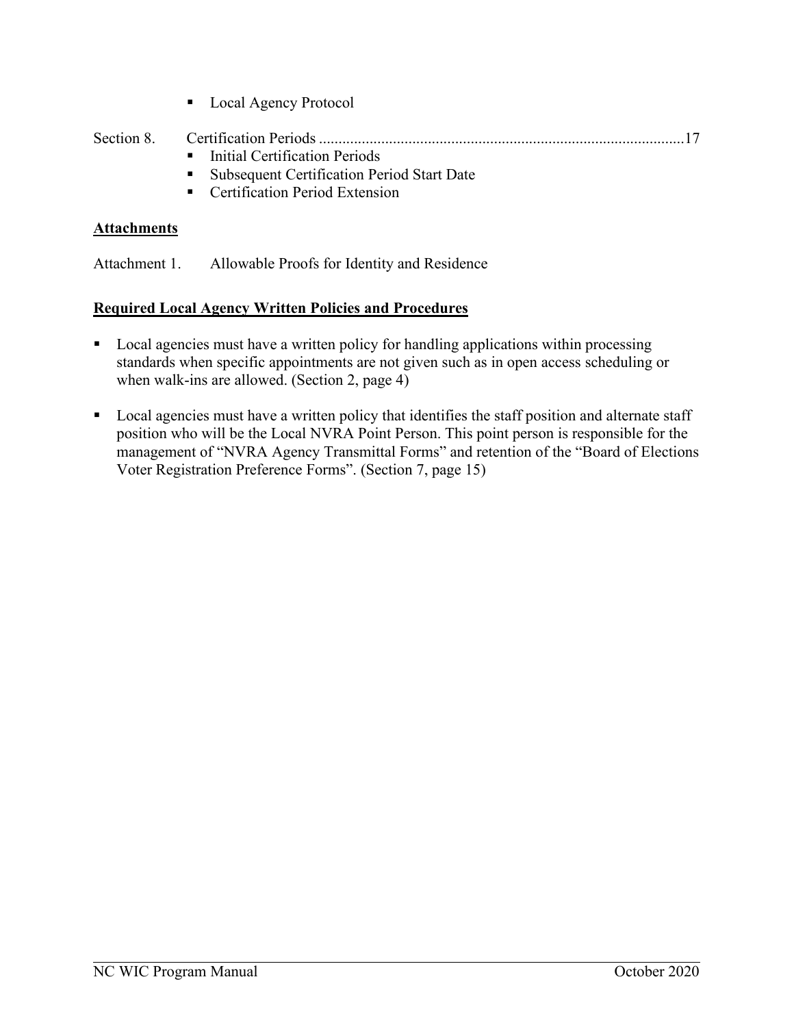- Local Agency Protocol

Section 8. Certification Periods ............................................................................................17

- Initial Certification Periods
- Subsequent Certification Period Start Date
- Certification Period Extension

**Attachments**

Attachment 1. Allowable Proofs for Identity and Residence

**Required Local Agency Written Policies and Procedures**

- Local agencies must have a written policy for handling applications within processing standards when specific appointments are not given such as in open access scheduling or when walk-ins are allowed. (Section 2, page 4)
- Local agencies must have a written policy that identifies the staff position and alternate staff position who will be the Local NVRA Point Person. This point person is responsible for the management of "NVRA Agency Transmittal Forms" and retention of the "Board of Elections Voter Registration Preference Forms". (Section 7, page 15)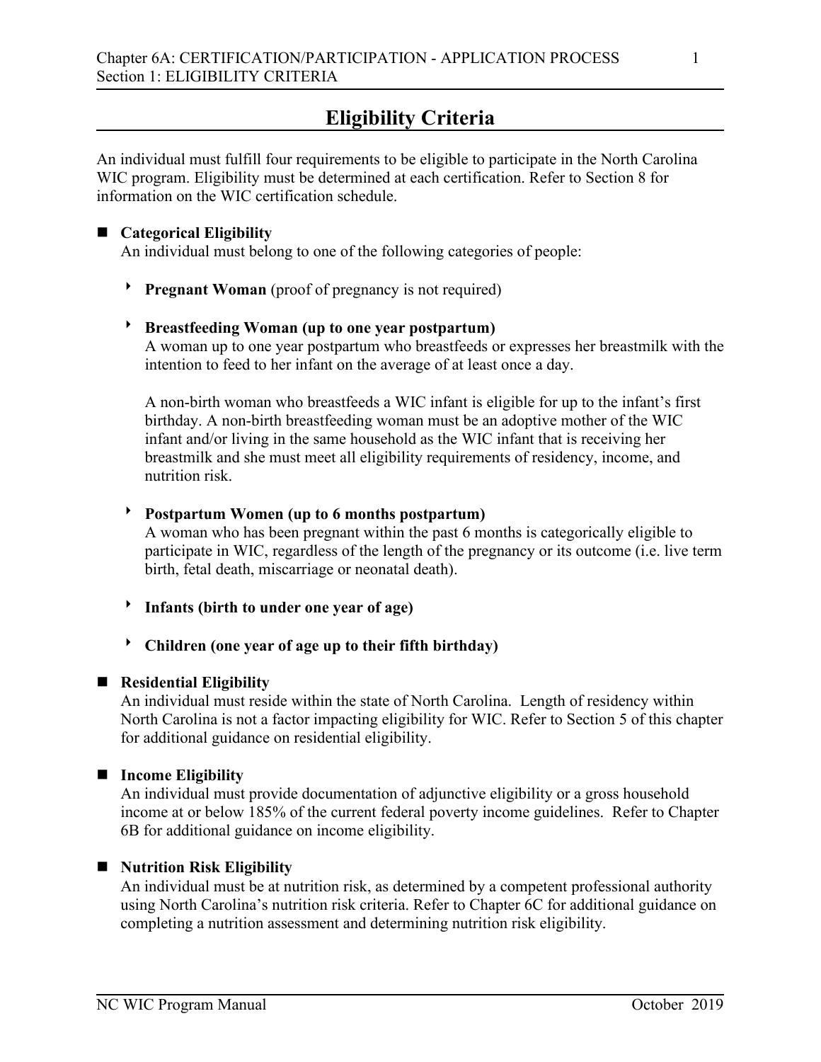# Eligibility Criteria

An individual must fulfill four requirements to be eligible to participate in the North Carolina WIC program. Eligibility must be determined at each certification. Refer to Section 8 for information on the WIC certification schedule.

- **Categorical Eligibility**
  An individual must belong to one of the following categories of people:

  - **Pregnant Woman** (proof of pregnancy is not required)

  - **Breastfeeding Woman (up to one year postpartum)**
    A woman up to one year postpartum who breastfeeds or expresses her breastmilk with the intention to feed to her infant on the average of at least once a day.

    A non-birth woman who breastfeeds a WIC infant is eligible for up to the infant's first birthday. A non-birth breastfeeding woman must be an adoptive mother of the WIC infant and/or living in the same household as the WIC infant that is receiving her breastmilk and she must meet all eligibility requirements of residency, income, and nutrition risk.

  - **Postpartum Women (up to 6 months postpartum)**
    A woman who has been pregnant within the past 6 months is categorically eligible to participate in WIC, regardless of the length of the pregnancy or its outcome (i.e. live term birth, fetal death, miscarriage or neonatal death).

  - **Infants (birth to under one year of age)**

  - **Children (one year of age up to their fifth birthday)**

- **Residential Eligibility**
  An individual must reside within the state of North Carolina. Length of residency within North Carolina is not a factor impacting eligibility for WIC. Refer to Section 5 of this chapter for additional guidance on residential eligibility.

- **Income Eligibility**
  An individual must provide documentation of adjunctive eligibility or a gross household income at or below 185% of the current federal poverty income guidelines. Refer to Chapter 6B for additional guidance on income eligibility.

- **Nutrition Risk Eligibility**
  An individual must be at nutrition risk, as determined by a competent professional authority using North Carolina's nutrition risk criteria. Refer to Chapter 6C for additional guidance on completing a nutrition assessment and determining nutrition risk eligibility.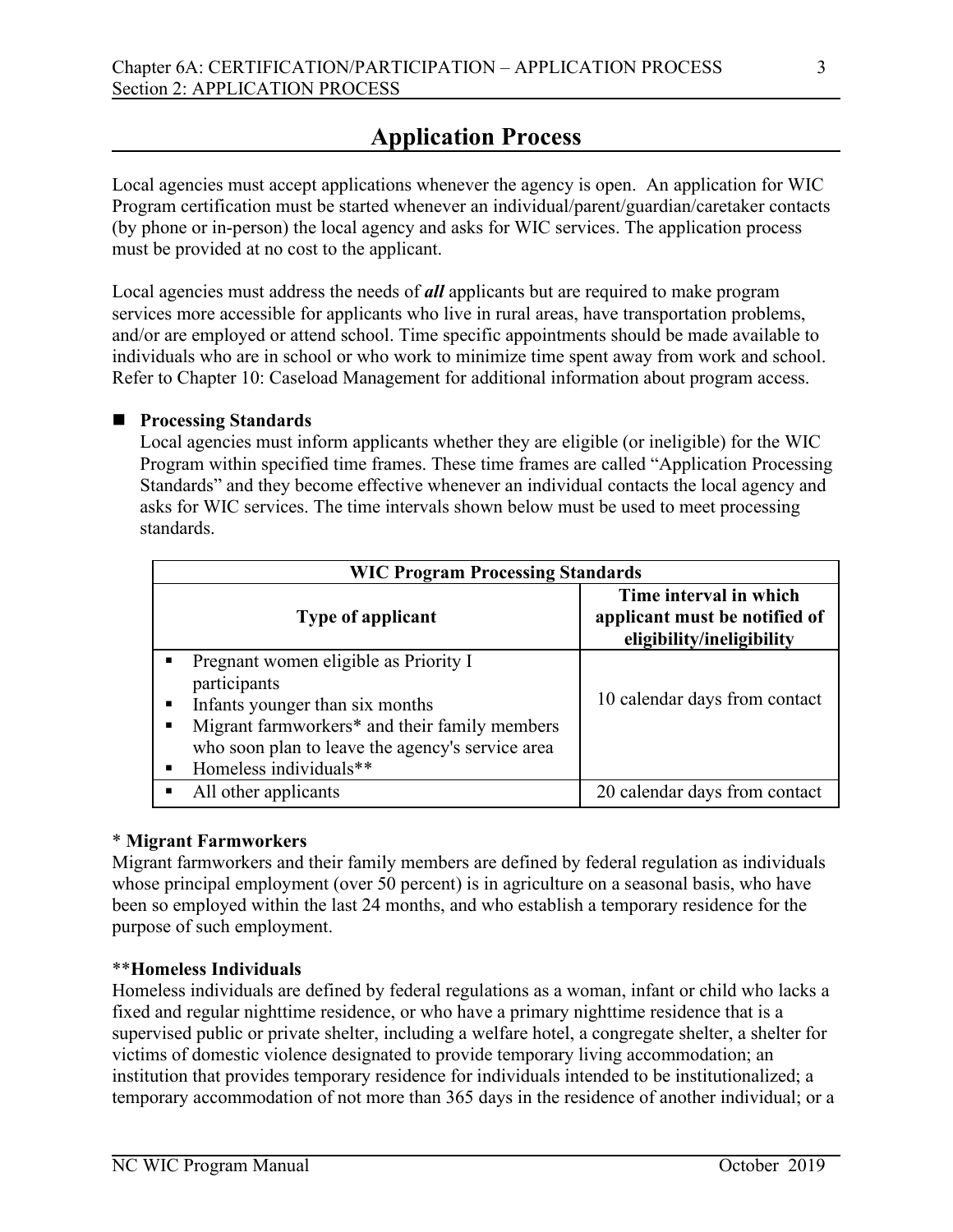# Application Process

Local agencies must accept applications whenever the agency is open. An application for WIC Program certification must be started whenever an individual/parent/guardian/caretaker contacts (by phone or in-person) the local agency and asks for WIC services. The application process must be provided at no cost to the applicant.

Local agencies must address the needs of ***all*** applicants but are required to make program services more accessible for applicants who live in rural areas, have transportation problems, and/or are employed or attend school. Time specific appointments should be made available to individuals who are in school or who work to minimize time spent away from work and school. Refer to Chapter 10: Caseload Management for additional information about program access.

- **Processing Standards**

  Local agencies must inform applicants whether they are eligible (or ineligible) for the WIC Program within specified time frames. These time frames are called "Application Processing Standards" and they become effective whenever an individual contacts the local agency and asks for WIC services. The time intervals shown below must be used to meet processing standards.

| WIC Program Processing Standards | |
|---|---|
| **Type of applicant** | **Time interval in which applicant must be notified of eligibility/ineligibility** |
| ▪ Pregnant women eligible as Priority I participants<br>▪ Infants younger than six months<br>▪ Migrant farmworkers* and their family members who soon plan to leave the agency's service area<br>▪ Homeless individuals** | 10 calendar days from contact |
| ▪ All other applicants | 20 calendar days from contact |

\* **Migrant Farmworkers**

Migrant farmworkers and their family members are defined by federal regulation as individuals whose principal employment (over 50 percent) is in agriculture on a seasonal basis, who have been so employed within the last 24 months, and who establish a temporary residence for the purpose of such employment.

\*\***Homeless Individuals**

Homeless individuals are defined by federal regulations as a woman, infant or child who lacks a fixed and regular nighttime residence, or who have a primary nighttime residence that is a supervised public or private shelter, including a welfare hotel, a congregate shelter, a shelter for victims of domestic violence designated to provide temporary living accommodation; an institution that provides temporary residence for individuals intended to be institutionalized; a temporary accommodation of not more than 365 days in the residence of another individual; or a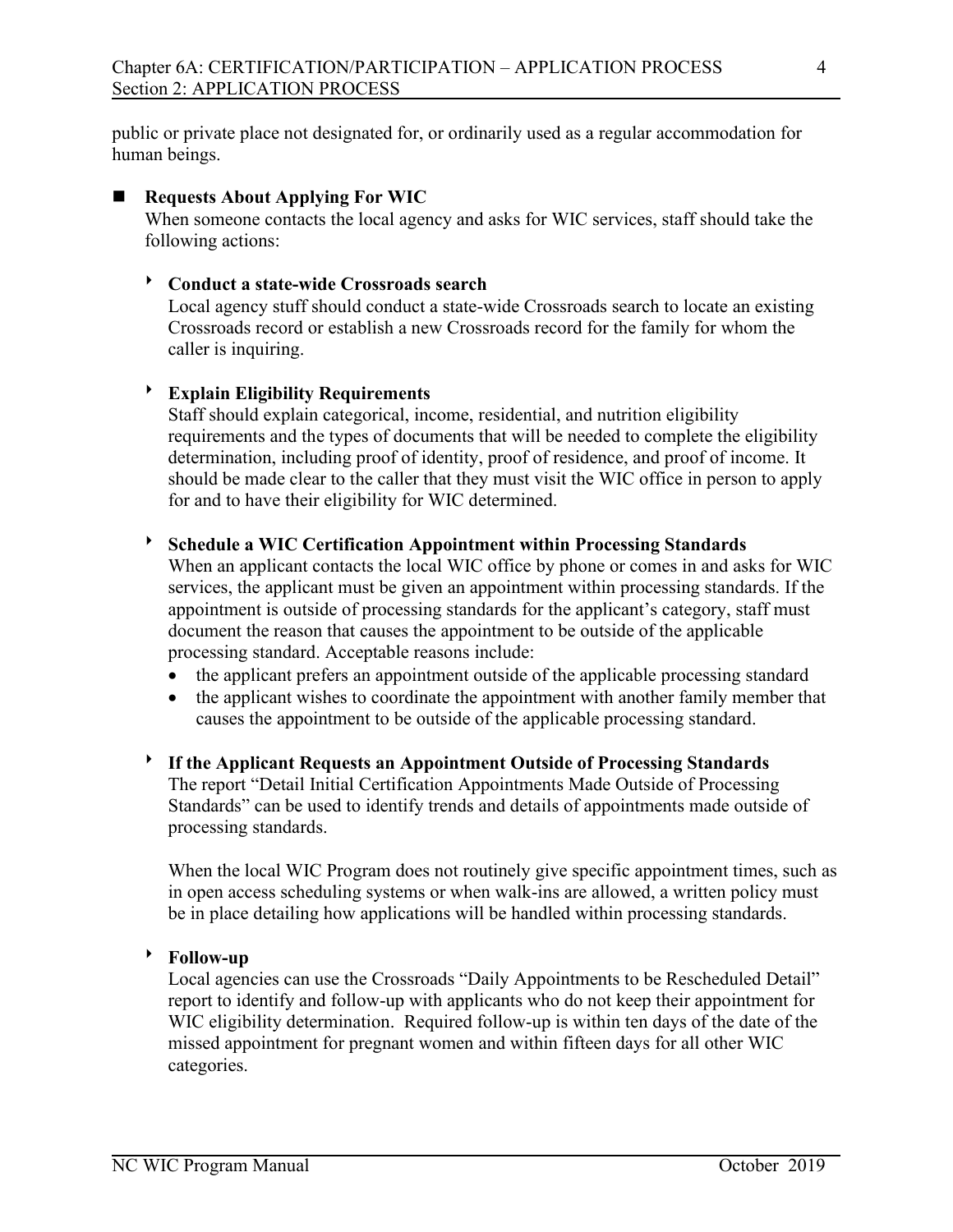public or private place not designated for, or ordinarily used as a regular accommodation for human beings.

## Requests About Applying For WIC

When someone contacts the local agency and asks for WIC services, staff should take the following actions:

### Conduct a state-wide Crossroads search

Local agency stuff should conduct a state-wide Crossroads search to locate an existing Crossroads record or establish a new Crossroads record for the family for whom the caller is inquiring.

### Explain Eligibility Requirements

Staff should explain categorical, income, residential, and nutrition eligibility requirements and the types of documents that will be needed to complete the eligibility determination, including proof of identity, proof of residence, and proof of income. It should be made clear to the caller that they must visit the WIC office in person to apply for and to have their eligibility for WIC determined.

### Schedule a WIC Certification Appointment within Processing Standards

When an applicant contacts the local WIC office by phone or comes in and asks for WIC services, the applicant must be given an appointment within processing standards. If the appointment is outside of processing standards for the applicant's category, staff must document the reason that causes the appointment to be outside of the applicable processing standard. Acceptable reasons include:

- the applicant prefers an appointment outside of the applicable processing standard
- the applicant wishes to coordinate the appointment with another family member that causes the appointment to be outside of the applicable processing standard.

### If the Applicant Requests an Appointment Outside of Processing Standards

The report "Detail Initial Certification Appointments Made Outside of Processing Standards" can be used to identify trends and details of appointments made outside of processing standards.

When the local WIC Program does not routinely give specific appointment times, such as in open access scheduling systems or when walk-ins are allowed, a written policy must be in place detailing how applications will be handled within processing standards.

### Follow-up

Local agencies can use the Crossroads "Daily Appointments to be Rescheduled Detail" report to identify and follow-up with applicants who do not keep their appointment for WIC eligibility determination. Required follow-up is within ten days of the date of the missed appointment for pregnant women and within fifteen days for all other WIC categories.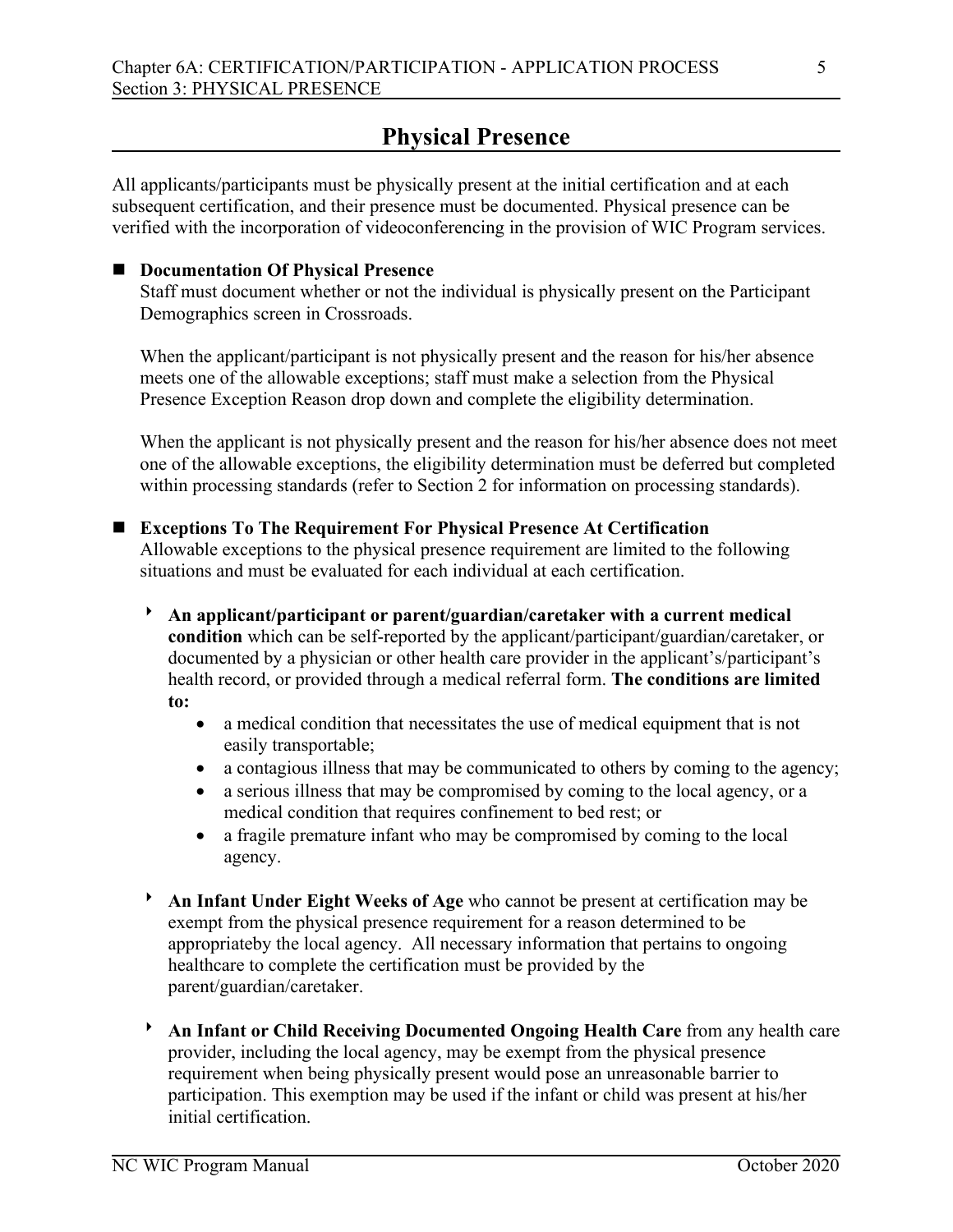# Physical Presence

All applicants/participants must be physically present at the initial certification and at each subsequent certification, and their presence must be documented. Physical presence can be verified with the incorporation of videoconferencing in the provision of WIC Program services.

- **Documentation Of Physical Presence**

  Staff must document whether or not the individual is physically present on the Participant Demographics screen in Crossroads.

  When the applicant/participant is not physically present and the reason for his/her absence meets one of the allowable exceptions; staff must make a selection from the Physical Presence Exception Reason drop down and complete the eligibility determination.

  When the applicant is not physically present and the reason for his/her absence does not meet one of the allowable exceptions, the eligibility determination must be deferred but completed within processing standards (refer to Section 2 for information on processing standards).

- **Exceptions To The Requirement For Physical Presence At Certification**

  Allowable exceptions to the physical presence requirement are limited to the following situations and must be evaluated for each individual at each certification.

  - **An applicant/participant or parent/guardian/caretaker with a current medical condition** which can be self-reported by the applicant/participant/guardian/caretaker, or documented by a physician or other health care provider in the applicant's/participant's health record, or provided through a medical referral form. **The conditions are limited to:**
    - a medical condition that necessitates the use of medical equipment that is not easily transportable;
    - a contagious illness that may be communicated to others by coming to the agency;
    - a serious illness that may be compromised by coming to the local agency, or a medical condition that requires confinement to bed rest; or
    - a fragile premature infant who may be compromised by coming to the local agency.

  - **An Infant Under Eight Weeks of Age** who cannot be present at certification may be exempt from the physical presence requirement for a reason determined to be appropriateby the local agency. All necessary information that pertains to ongoing healthcare to complete the certification must be provided by the parent/guardian/caretaker.

  - **An Infant or Child Receiving Documented Ongoing Health Care** from any health care provider, including the local agency, may be exempt from the physical presence requirement when being physically present would pose an unreasonable barrier to participation. This exemption may be used if the infant or child was present at his/her initial certification.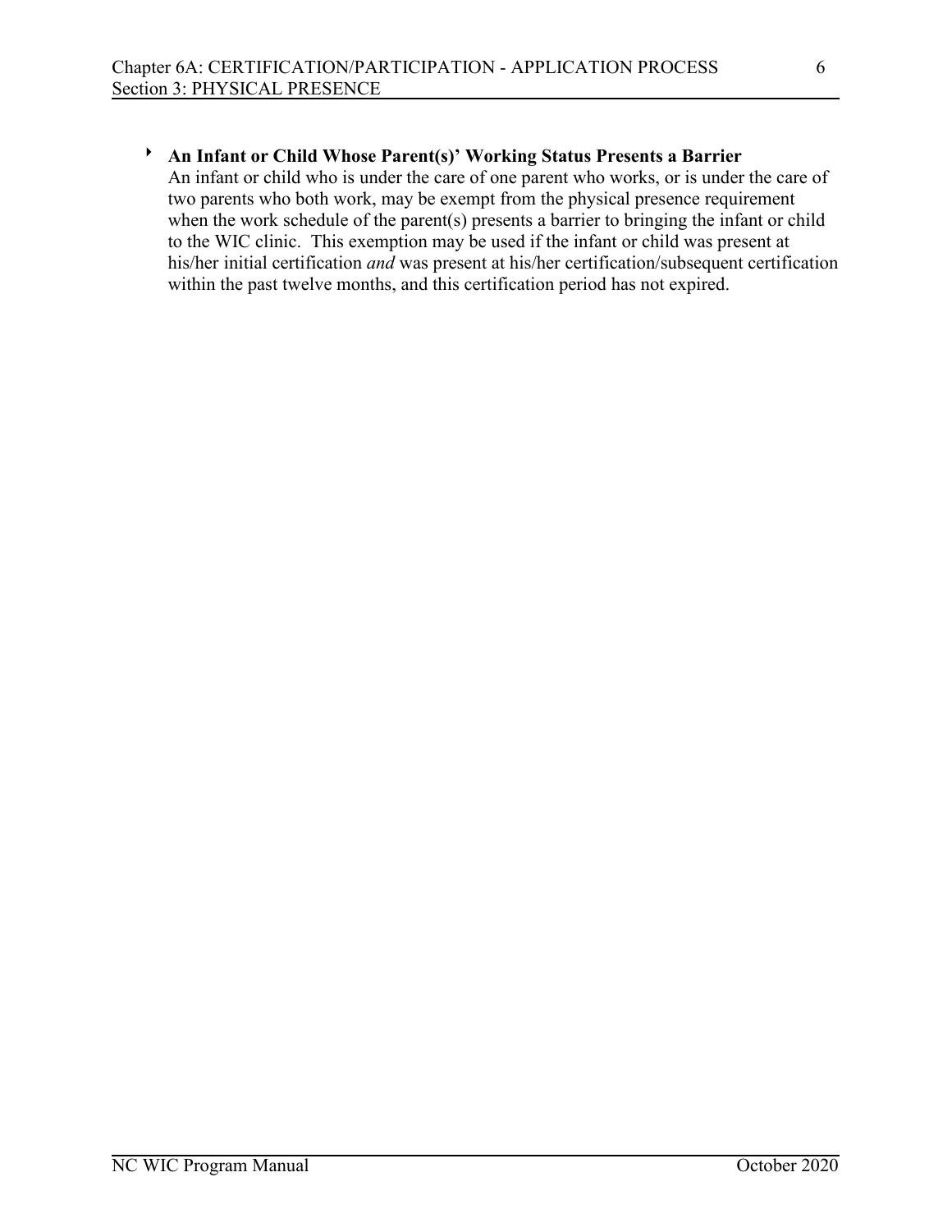- **An Infant or Child Whose Parent(s)' Working Status Presents a Barrier**
  An infant or child who is under the care of one parent who works, or is under the care of two parents who both work, may be exempt from the physical presence requirement when the work schedule of the parent(s) presents a barrier to bringing the infant or child to the WIC clinic. This exemption may be used if the infant or child was present at his/her initial certification *and* was present at his/her certification/subsequent certification within the past twelve months, and this certification period has not expired.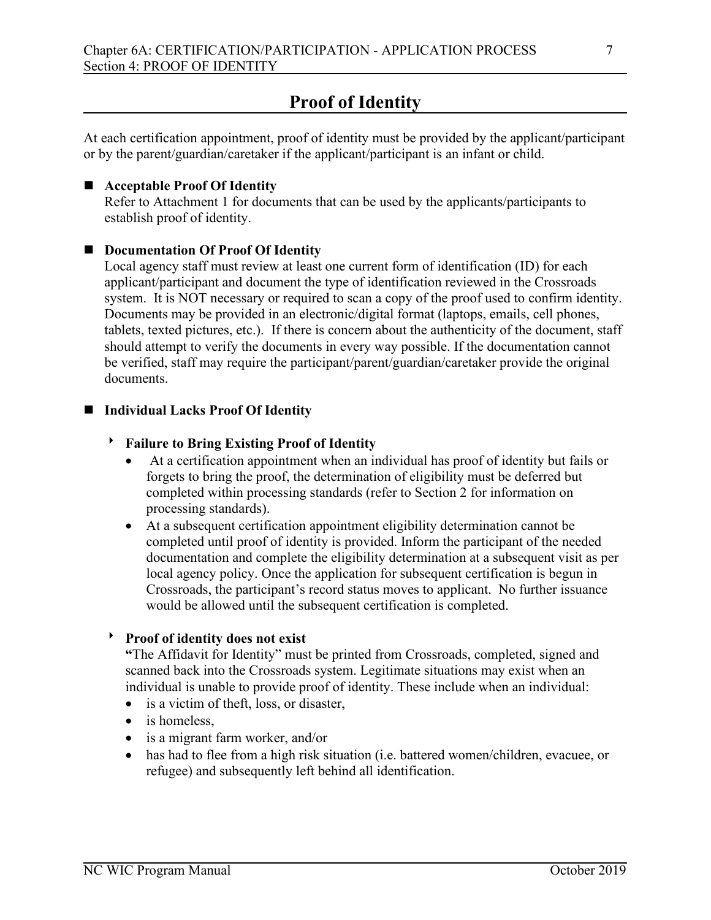# Proof of Identity

At each certification appointment, proof of identity must be provided by the applicant/participant or by the parent/guardian/caretaker if the applicant/participant is an infant or child.

## Acceptable Proof Of Identity

Refer to Attachment 1 for documents that can be used by the applicants/participants to establish proof of identity.

## Documentation Of Proof Of Identity

Local agency staff must review at least one current form of identification (ID) for each applicant/participant and document the type of identification reviewed in the Crossroads system. It is NOT necessary or required to scan a copy of the proof used to confirm identity. Documents may be provided in an electronic/digital format (laptops, emails, cell phones, tablets, texted pictures, etc.). If there is concern about the authenticity of the document, staff should attempt to verify the documents in every way possible. If the documentation cannot be verified, staff may require the participant/parent/guardian/caretaker provide the original documents.

## Individual Lacks Proof Of Identity

### Failure to Bring Existing Proof of Identity

- At a certification appointment when an individual has proof of identity but fails or forgets to bring the proof, the determination of eligibility must be deferred but completed within processing standards (refer to Section 2 for information on processing standards).
- At a subsequent certification appointment eligibility determination cannot be completed until proof of identity is provided. Inform the participant of the needed documentation and complete the eligibility determination at a subsequent visit as per local agency policy. Once the application for subsequent certification is begun in Crossroads, the participant's record status moves to applicant. No further issuance would be allowed until the subsequent certification is completed.

### Proof of identity does not exist

"The Affidavit for Identity" must be printed from Crossroads, completed, signed and scanned back into the Crossroads system. Legitimate situations may exist when an individual is unable to provide proof of identity. These include when an individual:

- is a victim of theft, loss, or disaster,
- is homeless,
- is a migrant farm worker, and/or
- has had to flee from a high risk situation (i.e. battered women/children, evacuee, or refugee) and subsequently left behind all identification.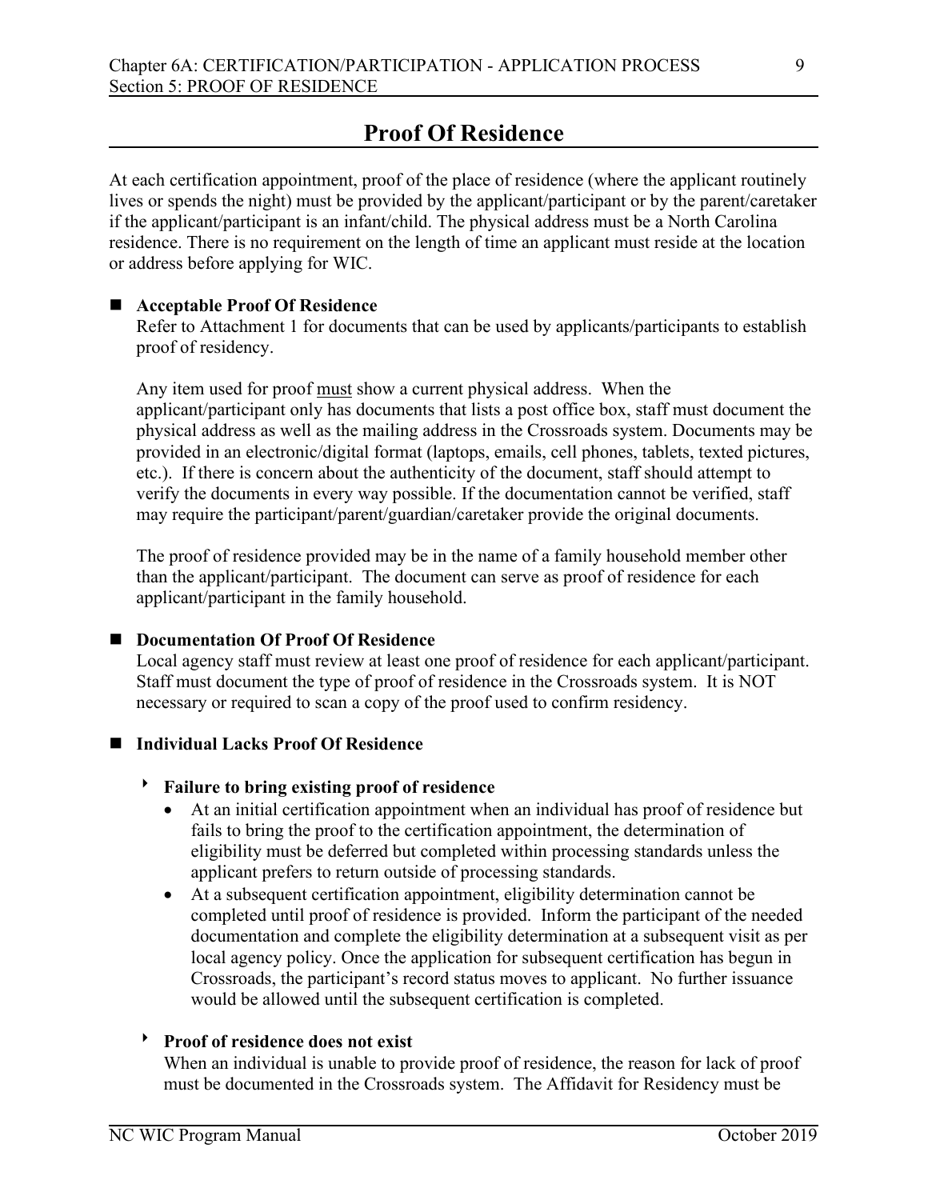# Proof Of Residence

At each certification appointment, proof of the place of residence (where the applicant routinely lives or spends the night) must be provided by the applicant/participant or by the parent/caretaker if the applicant/participant is an infant/child. The physical address must be a North Carolina residence. There is no requirement on the length of time an applicant must reside at the location or address before applying for WIC.

- **Acceptable Proof Of Residence**

  Refer to Attachment 1 for documents that can be used by applicants/participants to establish proof of residency.

  Any item used for proof <u>must</u> show a current physical address. When the applicant/participant only has documents that lists a post office box, staff must document the physical address as well as the mailing address in the Crossroads system. Documents may be provided in an electronic/digital format (laptops, emails, cell phones, tablets, texted pictures, etc.). If there is concern about the authenticity of the document, staff should attempt to verify the documents in every way possible. If the documentation cannot be verified, staff may require the participant/parent/guardian/caretaker provide the original documents.

  The proof of residence provided may be in the name of a family household member other than the applicant/participant. The document can serve as proof of residence for each applicant/participant in the family household.

- **Documentation Of Proof Of Residence**

  Local agency staff must review at least one proof of residence for each applicant/participant. Staff must document the type of proof of residence in the Crossroads system. It is NOT necessary or required to scan a copy of the proof used to confirm residency.

- **Individual Lacks Proof Of Residence**

  - **Failure to bring existing proof of residence**
    - At an initial certification appointment when an individual has proof of residence but fails to bring the proof to the certification appointment, the determination of eligibility must be deferred but completed within processing standards unless the applicant prefers to return outside of processing standards.
    - At a subsequent certification appointment, eligibility determination cannot be completed until proof of residence is provided. Inform the participant of the needed documentation and complete the eligibility determination at a subsequent visit as per local agency policy. Once the application for subsequent certification has begun in Crossroads, the participant's record status moves to applicant. No further issuance would be allowed until the subsequent certification is completed.

  - **Proof of residence does not exist**

    When an individual is unable to provide proof of residence, the reason for lack of proof must be documented in the Crossroads system. The Affidavit for Residency must be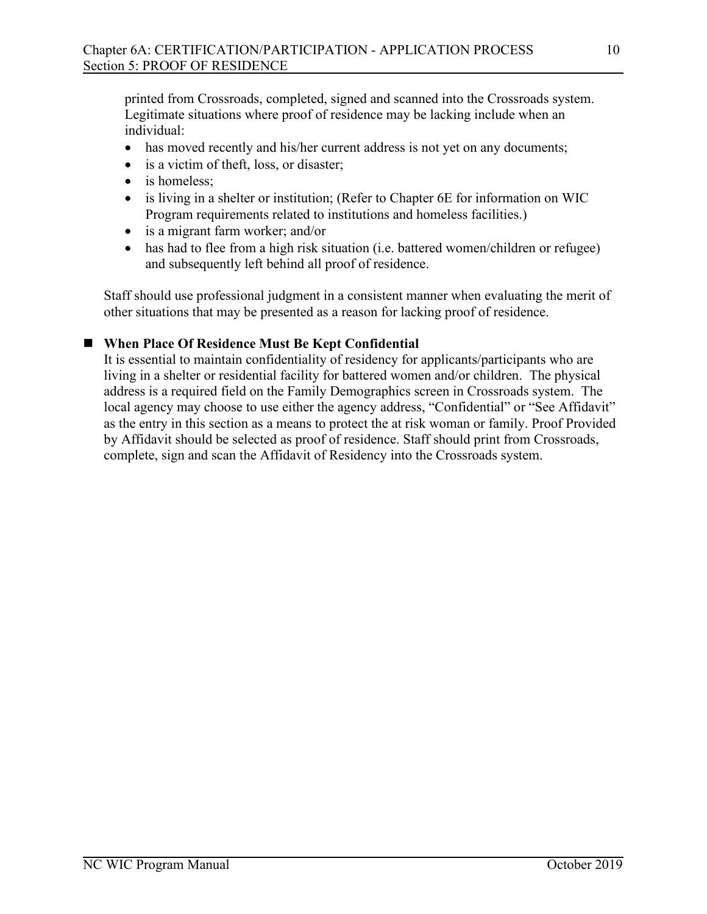printed from Crossroads, completed, signed and scanned into the Crossroads system. Legitimate situations where proof of residence may be lacking include when an individual:

- has moved recently and his/her current address is not yet on any documents;
- is a victim of theft, loss, or disaster;
- is homeless;
- is living in a shelter or institution; (Refer to Chapter 6E for information on WIC Program requirements related to institutions and homeless facilities.)
- is a migrant farm worker; and/or
- has had to flee from a high risk situation (i.e. battered women/children or refugee) and subsequently left behind all proof of residence.

Staff should use professional judgment in a consistent manner when evaluating the merit of other situations that may be presented as a reason for lacking proof of residence.

- **When Place Of Residence Must Be Kept Confidential**

It is essential to maintain confidentiality of residency for applicants/participants who are living in a shelter or residential facility for battered women and/or children. The physical address is a required field on the Family Demographics screen in Crossroads system. The local agency may choose to use either the agency address, "Confidential" or "See Affidavit" as the entry in this section as a means to protect the at risk woman or family. Proof Provided by Affidavit should be selected as proof of residence. Staff should print from Crossroads, complete, sign and scan the Affidavit of Residency into the Crossroads system.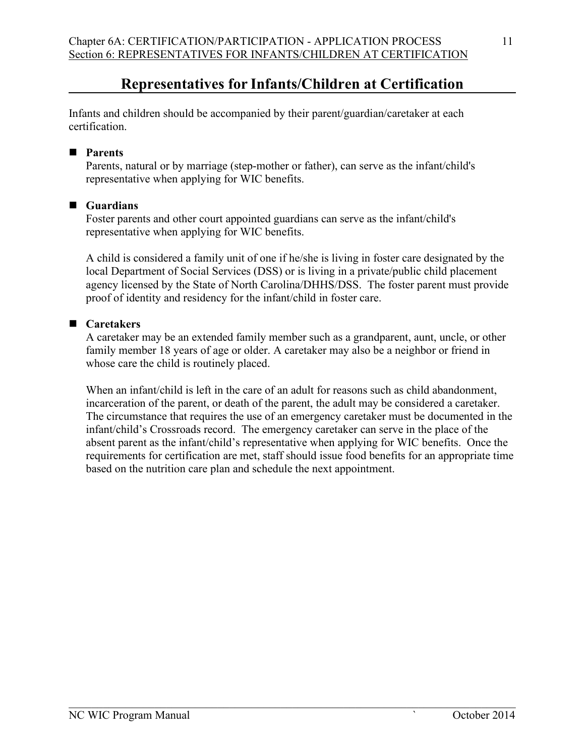# Representatives for Infants/Children at Certification

Infants and children should be accompanied by their parent/guardian/caretaker at each certification.

- **Parents**

  Parents, natural or by marriage (step-mother or father), can serve as the infant/child's representative when applying for WIC benefits.

- **Guardians**

  Foster parents and other court appointed guardians can serve as the infant/child's representative when applying for WIC benefits.

  A child is considered a family unit of one if he/she is living in foster care designated by the local Department of Social Services (DSS) or is living in a private/public child placement agency licensed by the State of North Carolina/DHHS/DSS. The foster parent must provide proof of identity and residency for the infant/child in foster care.

- **Caretakers**

  A caretaker may be an extended family member such as a grandparent, aunt, uncle, or other family member 18 years of age or older. A caretaker may also be a neighbor or friend in whose care the child is routinely placed.

  When an infant/child is left in the care of an adult for reasons such as child abandonment, incarceration of the parent, or death of the parent, the adult may be considered a caretaker. The circumstance that requires the use of an emergency caretaker must be documented in the infant/child's Crossroads record. The emergency caretaker can serve in the place of the absent parent as the infant/child's representative when applying for WIC benefits. Once the requirements for certification are met, staff should issue food benefits for an appropriate time based on the nutrition care plan and schedule the next appointment.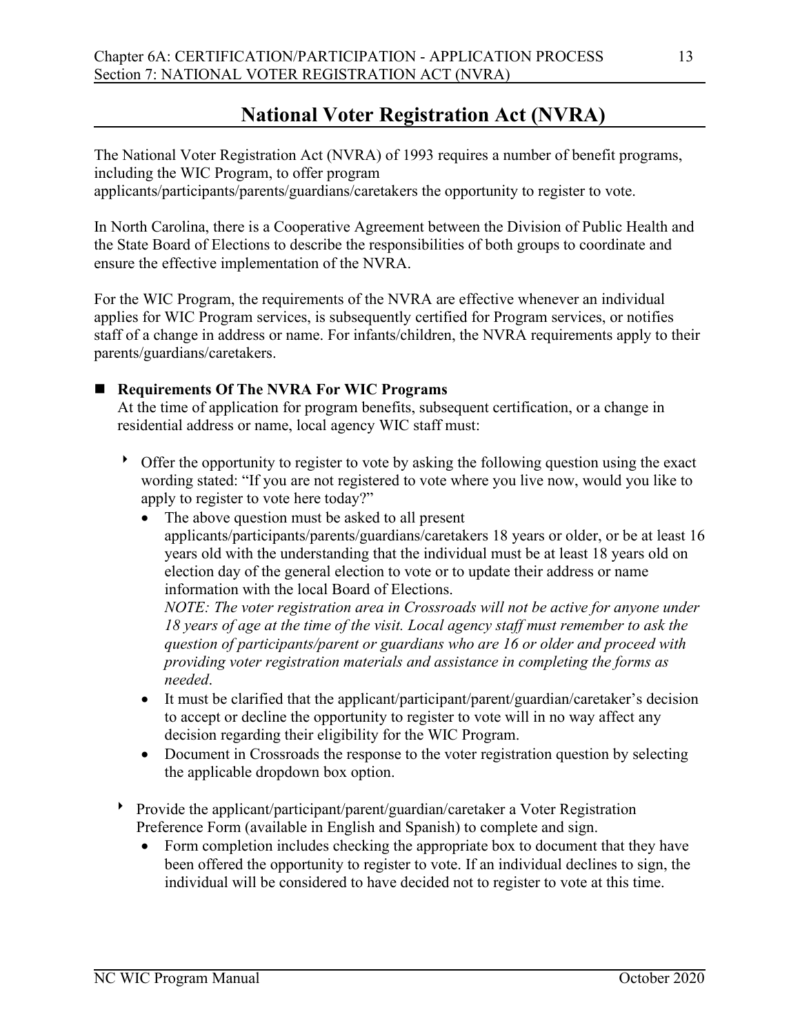# National Voter Registration Act (NVRA)

The National Voter Registration Act (NVRA) of 1993 requires a number of benefit programs, including the WIC Program, to offer program applicants/participants/parents/guardians/caretakers the opportunity to register to vote.

In North Carolina, there is a Cooperative Agreement between the Division of Public Health and the State Board of Elections to describe the responsibilities of both groups to coordinate and ensure the effective implementation of the NVRA.

For the WIC Program, the requirements of the NVRA are effective whenever an individual applies for WIC Program services, is subsequently certified for Program services, or notifies staff of a change in address or name. For infants/children, the NVRA requirements apply to their parents/guardians/caretakers.

- **Requirements Of The NVRA For WIC Programs**

  At the time of application for program benefits, subsequent certification, or a change in residential address or name, local agency WIC staff must:

  - Offer the opportunity to register to vote by asking the following question using the exact wording stated: "If you are not registered to vote where you live now, would you like to apply to register to vote here today?"
    - The above question must be asked to all present applicants/participants/parents/guardians/caretakers 18 years or older, or be at least 16 years old with the understanding that the individual must be at least 18 years old on election day of the general election to vote or to update their address or name information with the local Board of Elections.

      *NOTE: The voter registration area in Crossroads will not be active for anyone under 18 years of age at the time of the visit. Local agency staff must remember to ask the question of participants/parent or guardians who are 16 or older and proceed with providing voter registration materials and assistance in completing the forms as needed*.
    - It must be clarified that the applicant/participant/parent/guardian/caretaker's decision to accept or decline the opportunity to register to vote will in no way affect any decision regarding their eligibility for the WIC Program.
    - Document in Crossroads the response to the voter registration question by selecting the applicable dropdown box option.

  - Provide the applicant/participant/parent/guardian/caretaker a Voter Registration Preference Form (available in English and Spanish) to complete and sign.
    - Form completion includes checking the appropriate box to document that they have been offered the opportunity to register to vote. If an individual declines to sign, the individual will be considered to have decided not to register to vote at this time.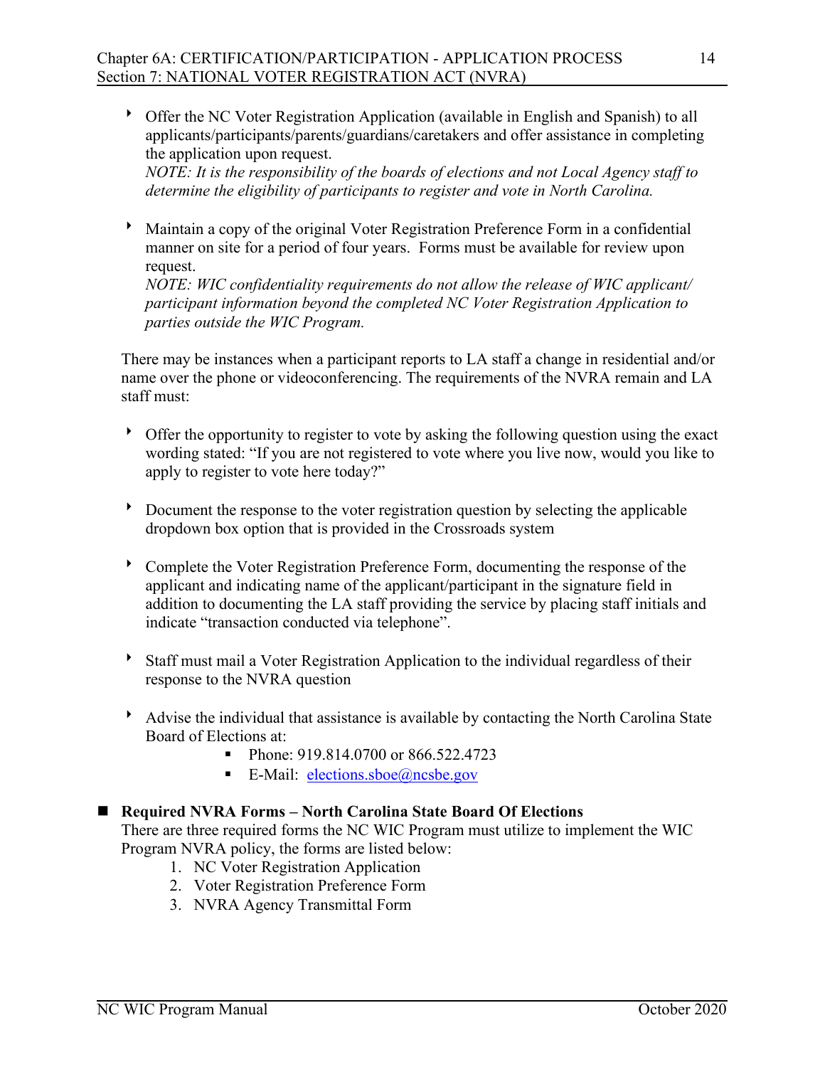- Offer the NC Voter Registration Application (available in English and Spanish) to all applicants/participants/parents/guardians/caretakers and offer assistance in completing the application upon request.
  *NOTE: It is the responsibility of the boards of elections and not Local Agency staff to determine the eligibility of participants to register and vote in North Carolina.*

- Maintain a copy of the original Voter Registration Preference Form in a confidential manner on site for a period of four years. Forms must be available for review upon request.
  *NOTE: WIC confidentiality requirements do not allow the release of WIC applicant/ participant information beyond the completed NC Voter Registration Application to parties outside the WIC Program.*

There may be instances when a participant reports to LA staff a change in residential and/or name over the phone or videoconferencing. The requirements of the NVRA remain and LA staff must:

- Offer the opportunity to register to vote by asking the following question using the exact wording stated: "If you are not registered to vote where you live now, would you like to apply to register to vote here today?"

- Document the response to the voter registration question by selecting the applicable dropdown box option that is provided in the Crossroads system

- Complete the Voter Registration Preference Form, documenting the response of the applicant and indicating name of the applicant/participant in the signature field in addition to documenting the LA staff providing the service by placing staff initials and indicate "transaction conducted via telephone".

- Staff must mail a Voter Registration Application to the individual regardless of their response to the NVRA question

- Advise the individual that assistance is available by contacting the North Carolina State Board of Elections at:
  - Phone: 919.814.0700 or 866.522.4723
  - E-Mail: elections.sboe@ncsbe.gov

- **Required NVRA Forms – North Carolina State Board Of Elections**
  There are three required forms the NC WIC Program must utilize to implement the WIC Program NVRA policy, the forms are listed below:
  1. NC Voter Registration Application
  2. Voter Registration Preference Form
  3. NVRA Agency Transmittal Form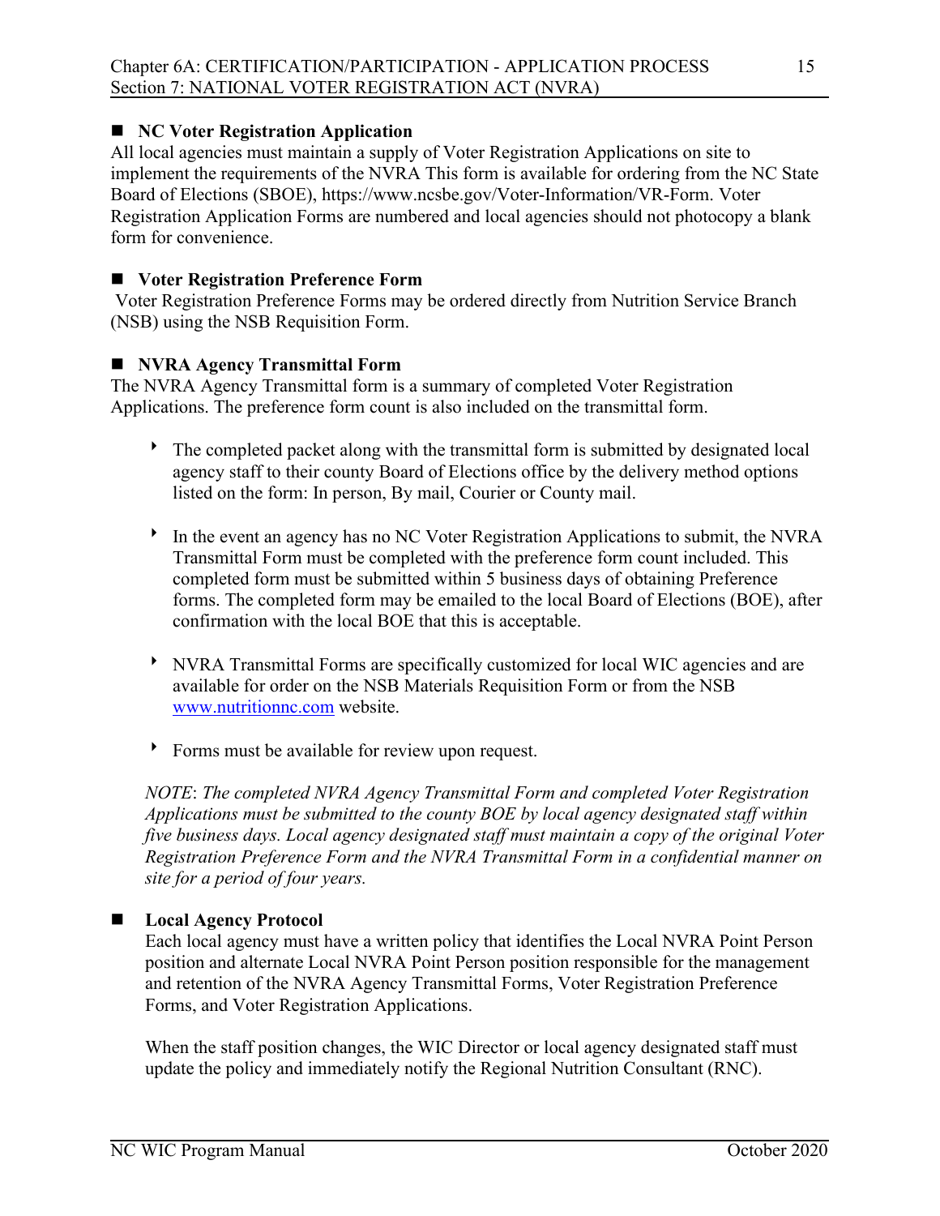## NC Voter Registration Application

All local agencies must maintain a supply of Voter Registration Applications on site to implement the requirements of the NVRA This form is available for ordering from the NC State Board of Elections (SBOE), https://www.ncsbe.gov/Voter-Information/VR-Form. Voter Registration Application Forms are numbered and local agencies should not photocopy a blank form for convenience.

## Voter Registration Preference Form

Voter Registration Preference Forms may be ordered directly from Nutrition Service Branch (NSB) using the NSB Requisition Form.

## NVRA Agency Transmittal Form

The NVRA Agency Transmittal form is a summary of completed Voter Registration Applications. The preference form count is also included on the transmittal form.

- The completed packet along with the transmittal form is submitted by designated local agency staff to their county Board of Elections office by the delivery method options listed on the form: In person, By mail, Courier or County mail.

- In the event an agency has no NC Voter Registration Applications to submit, the NVRA Transmittal Form must be completed with the preference form count included. This completed form must be submitted within 5 business days of obtaining Preference forms. The completed form may be emailed to the local Board of Elections (BOE), after confirmation with the local BOE that this is acceptable.

- NVRA Transmittal Forms are specifically customized for local WIC agencies and are available for order on the NSB Materials Requisition Form or from the NSB www.nutritionnc.com website.

- Forms must be available for review upon request.

*NOTE*: *The completed NVRA Agency Transmittal Form and completed Voter Registration Applications must be submitted to the county BOE by local agency designated staff within five business days. Local agency designated staff must maintain a copy of the original Voter Registration Preference Form and the NVRA Transmittal Form in a confidential manner on site for a period of four years.*

## Local Agency Protocol

Each local agency must have a written policy that identifies the Local NVRA Point Person position and alternate Local NVRA Point Person position responsible for the management and retention of the NVRA Agency Transmittal Forms, Voter Registration Preference Forms, and Voter Registration Applications.

When the staff position changes, the WIC Director or local agency designated staff must update the policy and immediately notify the Regional Nutrition Consultant (RNC).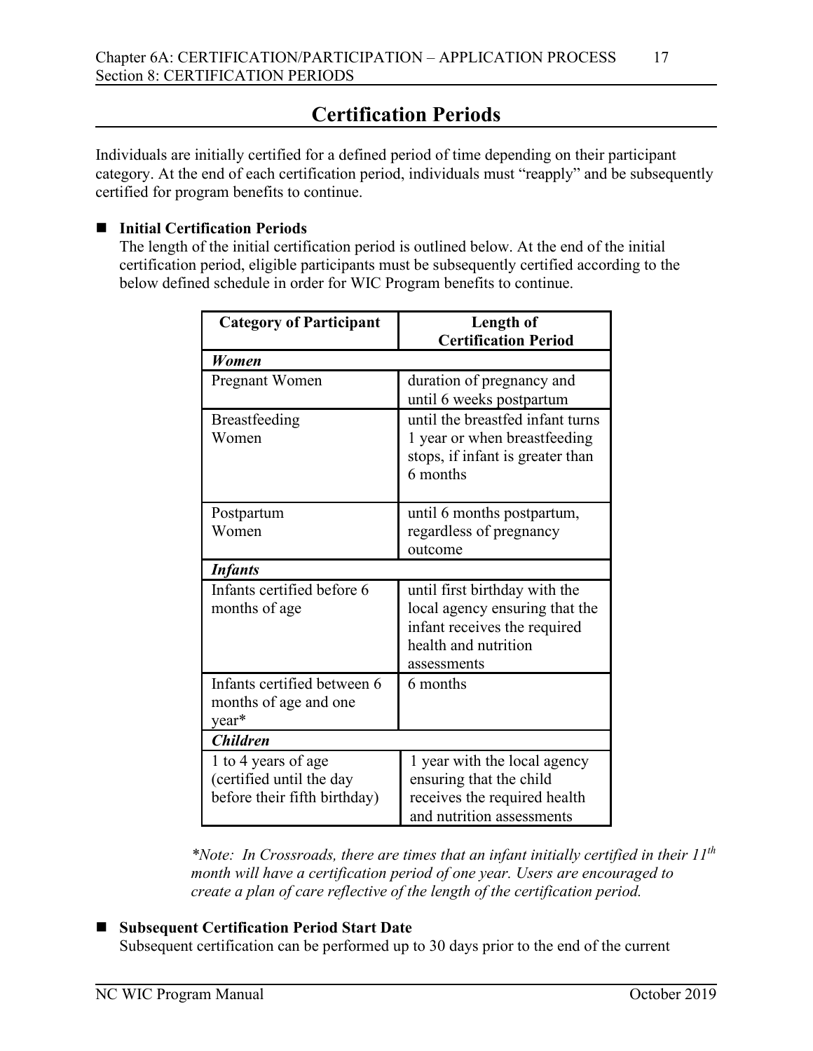# Certification Periods

Individuals are initially certified for a defined period of time depending on their participant category. At the end of each certification period, individuals must "reapply" and be subsequently certified for program benefits to continue.

- **Initial Certification Periods**

  The length of the initial certification period is outlined below. At the end of the initial certification period, eligible participants must be subsequently certified according to the below defined schedule in order for WIC Program benefits to continue.

| Category of Participant | Length of Certification Period |
|---|---|
| ***Women*** | |
| Pregnant Women | duration of pregnancy and until 6 weeks postpartum |
| Breastfeeding Women | until the breastfed infant turns 1 year or when breastfeeding stops, if infant is greater than 6 months |
| Postpartum Women | until 6 months postpartum, regardless of pregnancy outcome |
| ***Infants*** | |
| Infants certified before 6 months of age | until first birthday with the local agency ensuring that the infant receives the required health and nutrition assessments |
| Infants certified between 6 months of age and one year* | 6 months |
| ***Children*** | |
| 1 to 4 years of age (certified until the day before their fifth birthday) | 1 year with the local agency ensuring that the child receives the required health and nutrition assessments |

*\*Note: In Crossroads, there are times that an infant initially certified in their 11th month will have a certification period of one year. Users are encouraged to create a plan of care reflective of the length of the certification period.*

- **Subsequent Certification Period Start Date**

  Subsequent certification can be performed up to 30 days prior to the end of the current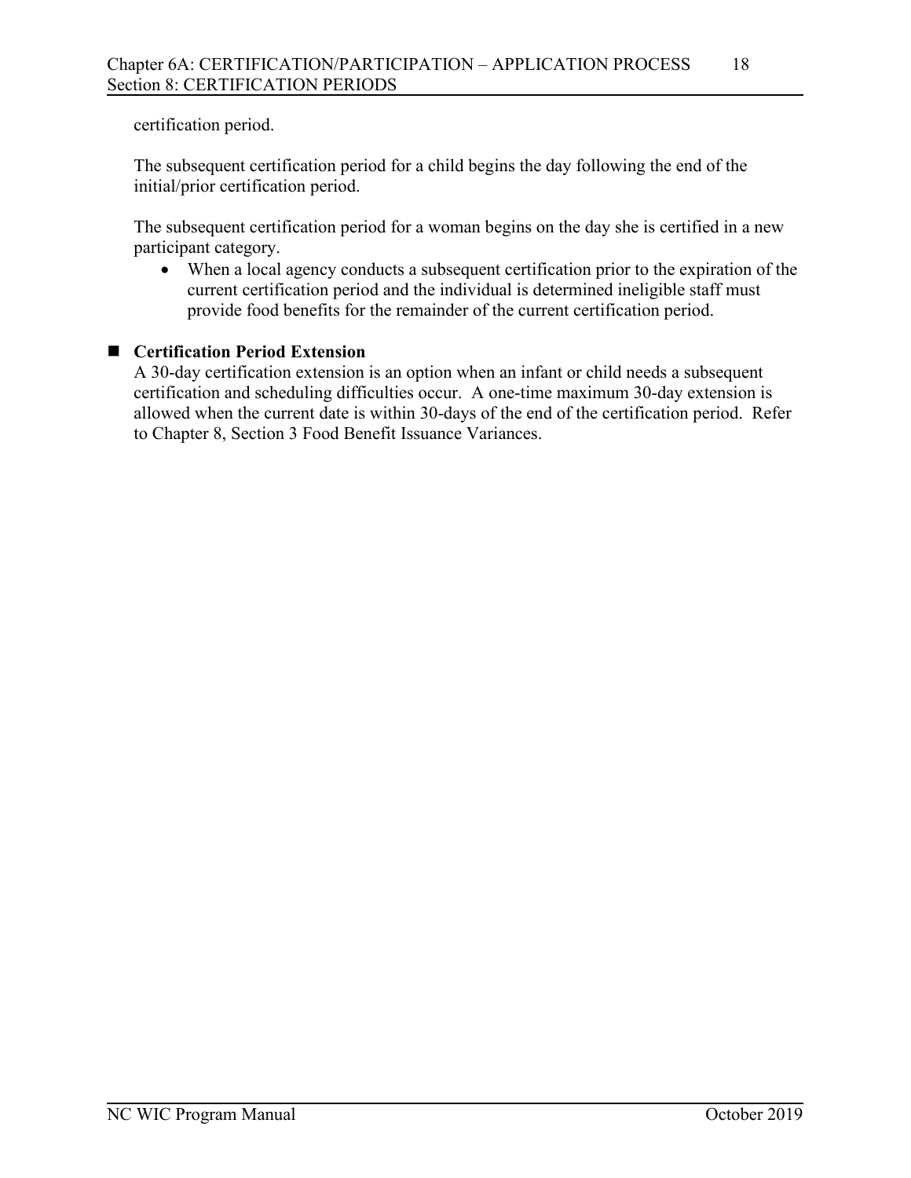certification period.

The subsequent certification period for a child begins the day following the end of the initial/prior certification period.

The subsequent certification period for a woman begins on the day she is certified in a new participant category.

- When a local agency conducts a subsequent certification prior to the expiration of the current certification period and the individual is determined ineligible staff must provide food benefits for the remainder of the current certification period.

- **Certification Period Extension**

A 30-day certification extension is an option when an infant or child needs a subsequent certification and scheduling difficulties occur. A one-time maximum 30-day extension is allowed when the current date is within 30-days of the end of the certification period. Refer to Chapter 8, Section 3 Food Benefit Issuance Variances.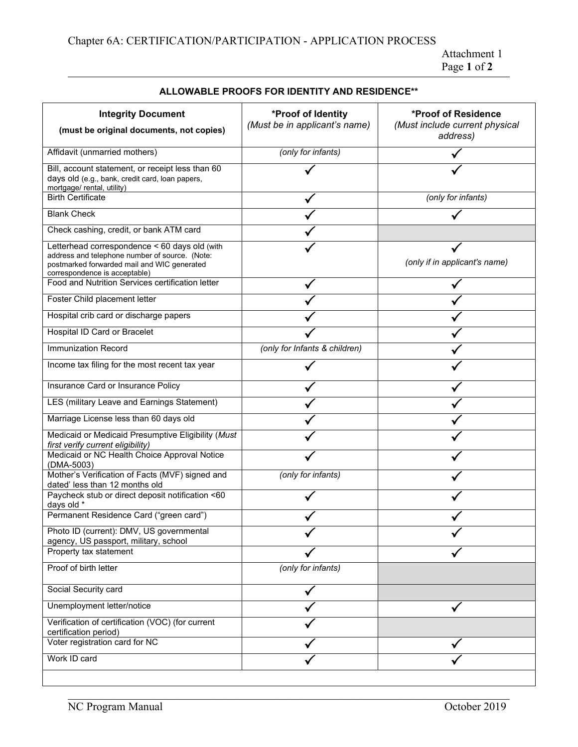Chapter 6A: CERTIFICATION/PARTICIPATION - APPLICATION PROCESS

Attachment 1

## ALLOWABLE PROOFS FOR IDENTITY AND RESIDENCE**

| Integrity Document (must be original documents, not copies) | *Proof of Identity *(Must be in applicant's name)* | *Proof of Residence *(Must include current physical address)* |
|---|---|---|
| Affidavit (unmarried mothers) | *(only for infants)* | ✓ |
| Bill, account statement, or receipt less than 60 days old (e.g., bank, credit card, loan papers, mortgage/ rental, utility) | ✓ | ✓ |
| Birth Certificate | ✓ | *(only for infants)* |
| Blank Check | ✓ | ✓ |
| Check cashing, credit, or bank ATM card | ✓ | |
| Letterhead correspondence < 60 days old (with address and telephone number of source. (Note: postmarked forwarded mail and WIC generated correspondence is acceptable) | ✓ | ✓ *(only if in applicant's name)* |
| Food and Nutrition Services certification letter | ✓ | ✓ |
| Foster Child placement letter | ✓ | ✓ |
| Hospital crib card or discharge papers | ✓ | ✓ |
| Hospital ID Card or Bracelet | ✓ | ✓ |
| Immunization Record | *(only for Infants & children)* | ✓ |
| Income tax filing for the most recent tax year | ✓ | ✓ |
| Insurance Card or Insurance Policy | ✓ | ✓ |
| LES (military Leave and Earnings Statement) | ✓ | ✓ |
| Marriage License less than 60 days old | ✓ | ✓ |
| Medicaid or Medicaid Presumptive Eligibility (*Must first verify current eligibility)* | ✓ | ✓ |
| Medicaid or NC Health Choice Approval Notice (DMA-5003) | ✓ | ✓ |
| Mother's Verification of Facts (MVF) signed and dated' less than 12 months old | *(only for infants)* | ✓ |
| Paycheck stub or direct deposit notification <60 days old * | ✓ | ✓ |
| Permanent Residence Card ("green card") | ✓ | ✓ |
| Photo ID (current): DMV, US governmental agency, US passport, military, school | ✓ | ✓ |
| Property tax statement | ✓ | ✓ |
| Proof of birth letter | *(only for infants)* | |
| Social Security card | ✓ | |
| Unemployment letter/notice | ✓ | ✓ |
| Verification of certification (VOC) (for current certification period) | ✓ | |
| Voter registration card for NC | ✓ | ✓ |
| Work ID card | ✓ | ✓ |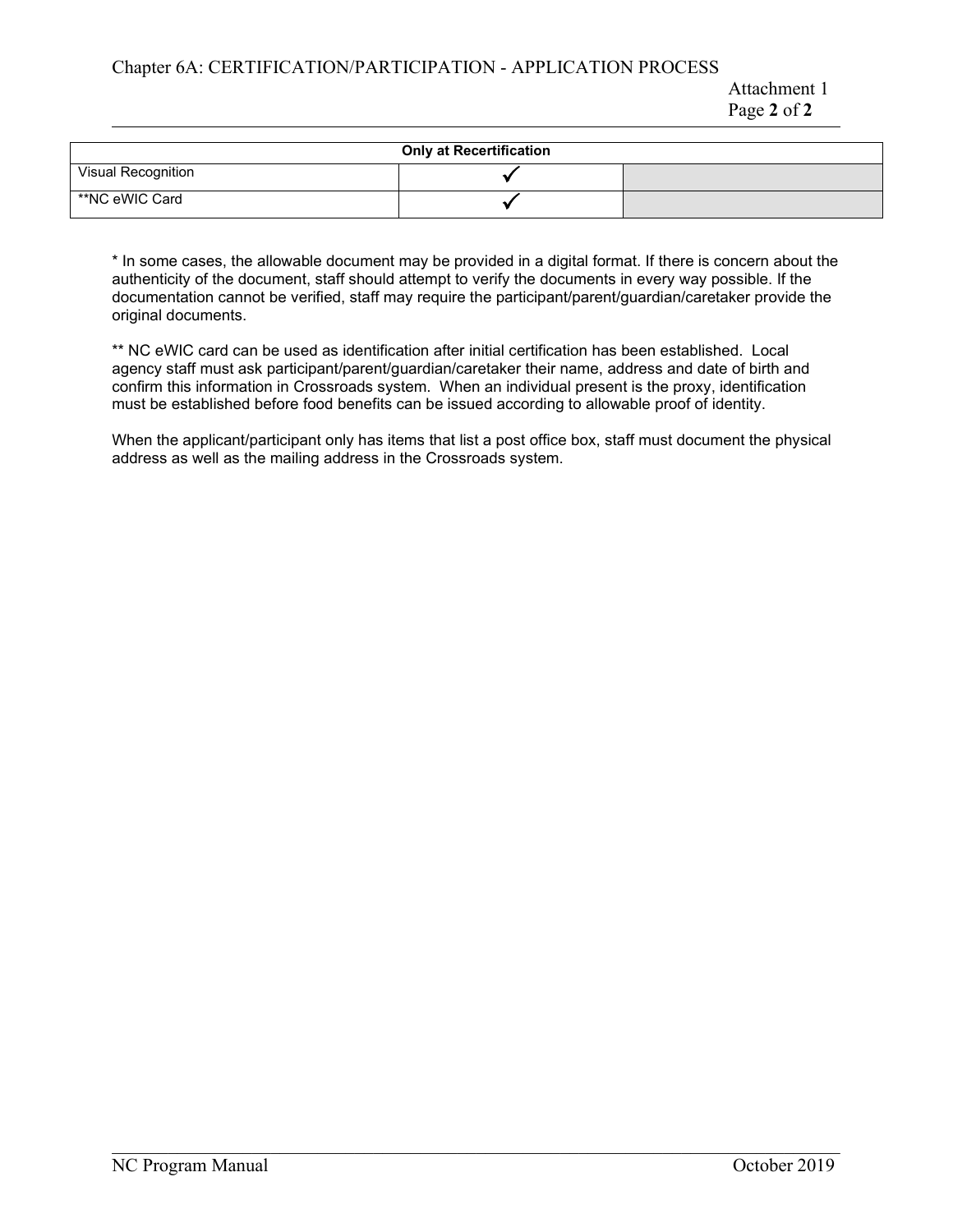| Only at Recertification | | |
|---|---|---|
| Visual Recognition | ✓ | |
| **NC eWIC Card | ✓ | |

* In some cases, the allowable document may be provided in a digital format. If there is concern about the authenticity of the document, staff should attempt to verify the documents in every way possible. If the documentation cannot be verified, staff may require the participant/parent/guardian/caretaker provide the original documents.

** NC eWIC card can be used as identification after initial certification has been established. Local agency staff must ask participant/parent/guardian/caretaker their name, address and date of birth and confirm this information in Crossroads system. When an individual present is the proxy, identification must be established before food benefits can be issued according to allowable proof of identity.

When the applicant/participant only has items that list a post office box, staff must document the physical address as well as the mailing address in the Crossroads system.